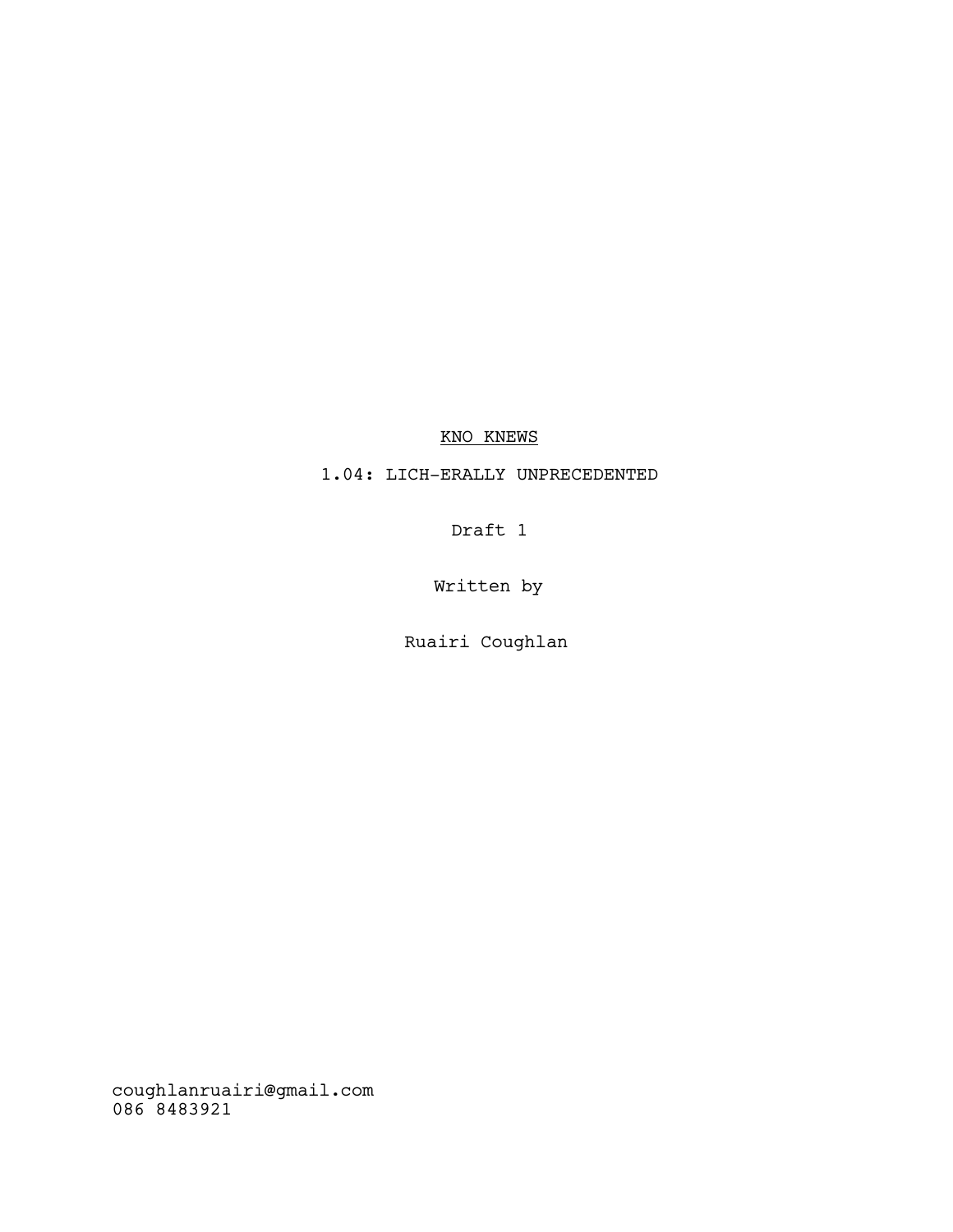<u>KNO KNEWS</u>

1.04: LICH-ERALLY UNPRECEDENTED

Draft 1

Written by

Ruairi Coughlan

coughlanruairi@gmail.com
086 8483921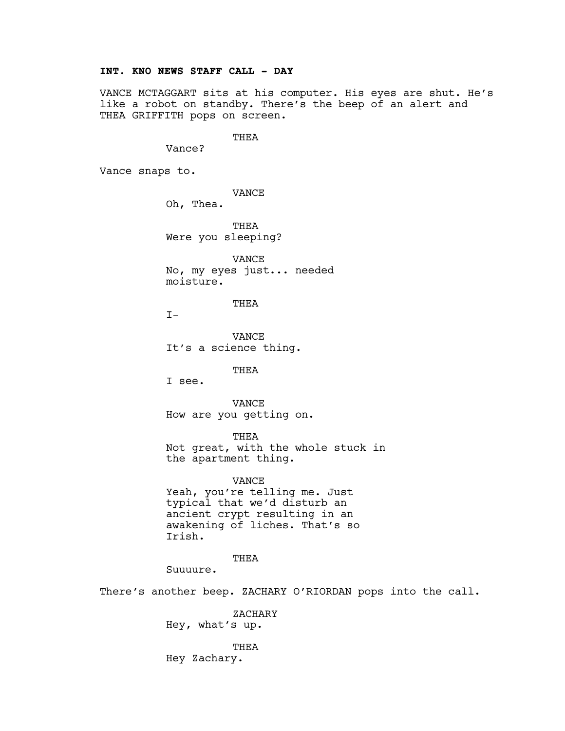**INT. KNO NEWS STAFF CALL - DAY**

VANCE MCTAGGART sits at his computer. His eyes are shut. He's like a robot on standby. There's the beep of an alert and THEA GRIFFITH pops on screen.

THEA
Vance?

Vance snaps to.

VANCE
Oh, Thea.

THEA
Were you sleeping?

VANCE
No, my eyes just... needed moisture.

THEA
I-

VANCE
It's a science thing.

THEA
I see.

VANCE
How are you getting on.

THEA
Not great, with the whole stuck in the apartment thing.

VANCE
Yeah, you're telling me. Just typical that we'd disturb an ancient crypt resulting in an awakening of liches. That's so Irish.

THEA
Suuuure.

There's another beep. ZACHARY O'RIORDAN pops into the call.

ZACHARY
Hey, what's up.

THEA
Hey Zachary.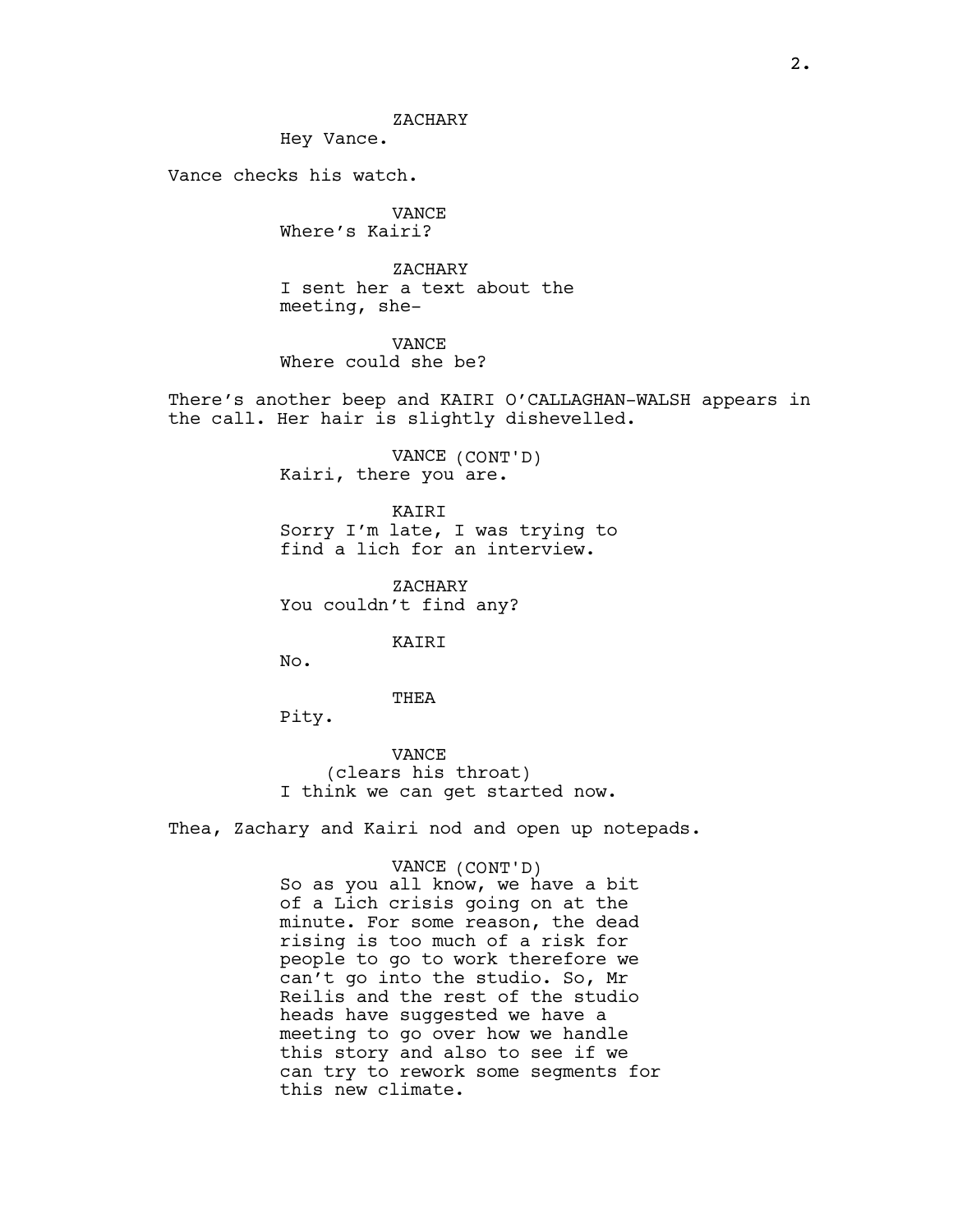ZACHARY
Hey Vance.

Vance checks his watch.

VANCE
Where's Kairi?

ZACHARY
I sent her a text about the meeting, she-

VANCE
Where could she be?

There's another beep and KAIRI O'CALLAGHAN-WALSH appears in the call. Her hair is slightly dishevelled.

VANCE (CONT'D)
Kairi, there you are.

KAIRI
Sorry I'm late, I was trying to find a lich for an interview.

ZACHARY
You couldn't find any?

KAIRI
No.

THEA
Pity.

VANCE
(clears his throat)
I think we can get started now.

Thea, Zachary and Kairi nod and open up notepads.

VANCE (CONT'D)
So as you all know, we have a bit of a Lich crisis going on at the minute. For some reason, the dead rising is too much of a risk for people to go to work therefore we can't go into the studio. So, Mr Reilis and the rest of the studio heads have suggested we have a meeting to go over how we handle this story and also to see if we can try to rework some segments for this new climate.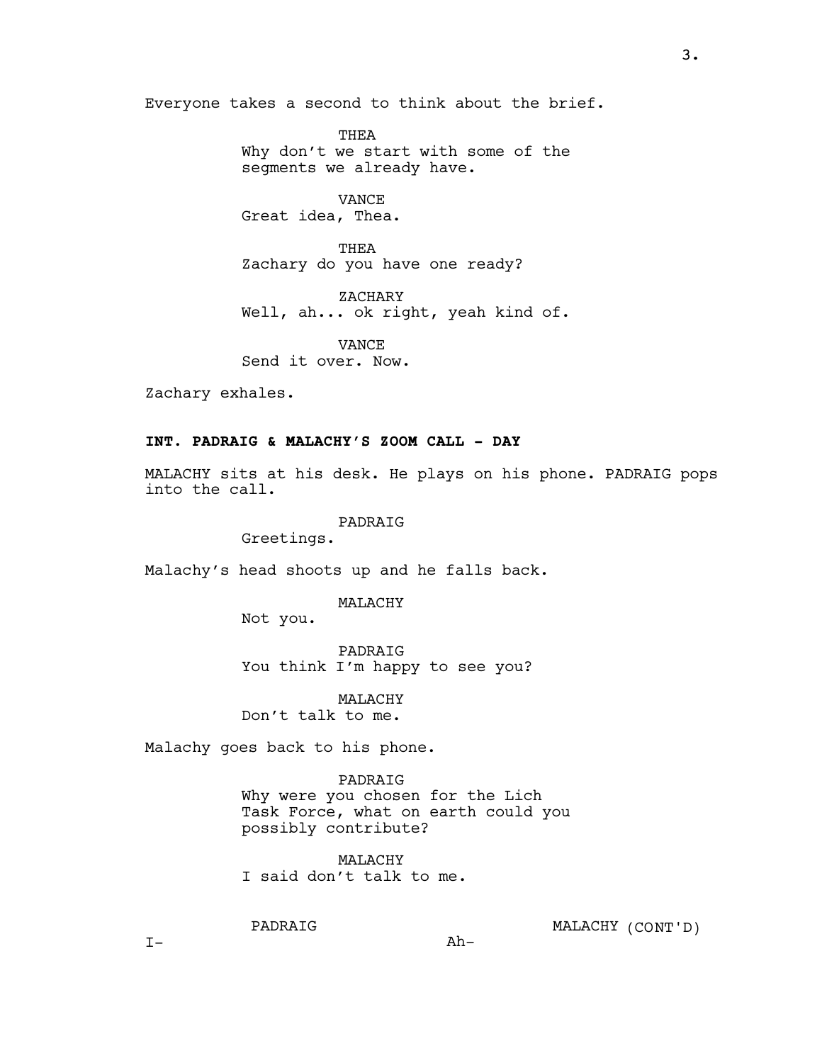Everyone takes a second to think about the brief.

THEA
Why don't we start with some of the segments we already have.

VANCE
Great idea, Thea.

THEA
Zachary do you have one ready?

ZACHARY
Well, ah... ok right, yeah kind of.

VANCE
Send it over. Now.

Zachary exhales.

**INT. PADRAIG & MALACHY'S ZOOM CALL - DAY**

MALACHY sits at his desk. He plays on his phone. PADRAIG pops into the call.

PADRAIG
Greetings.

Malachy's head shoots up and he falls back.

MALACHY
Not you.

PADRAIG
You think I'm happy to see you?

MALACHY
Don't talk to me.

Malachy goes back to his phone.

PADRAIG
Why were you chosen for the Lich Task Force, what on earth could you possibly contribute?

MALACHY
I said don't talk to me.

PADRAIG
I-

MALACHY (CONT'D)
Ah-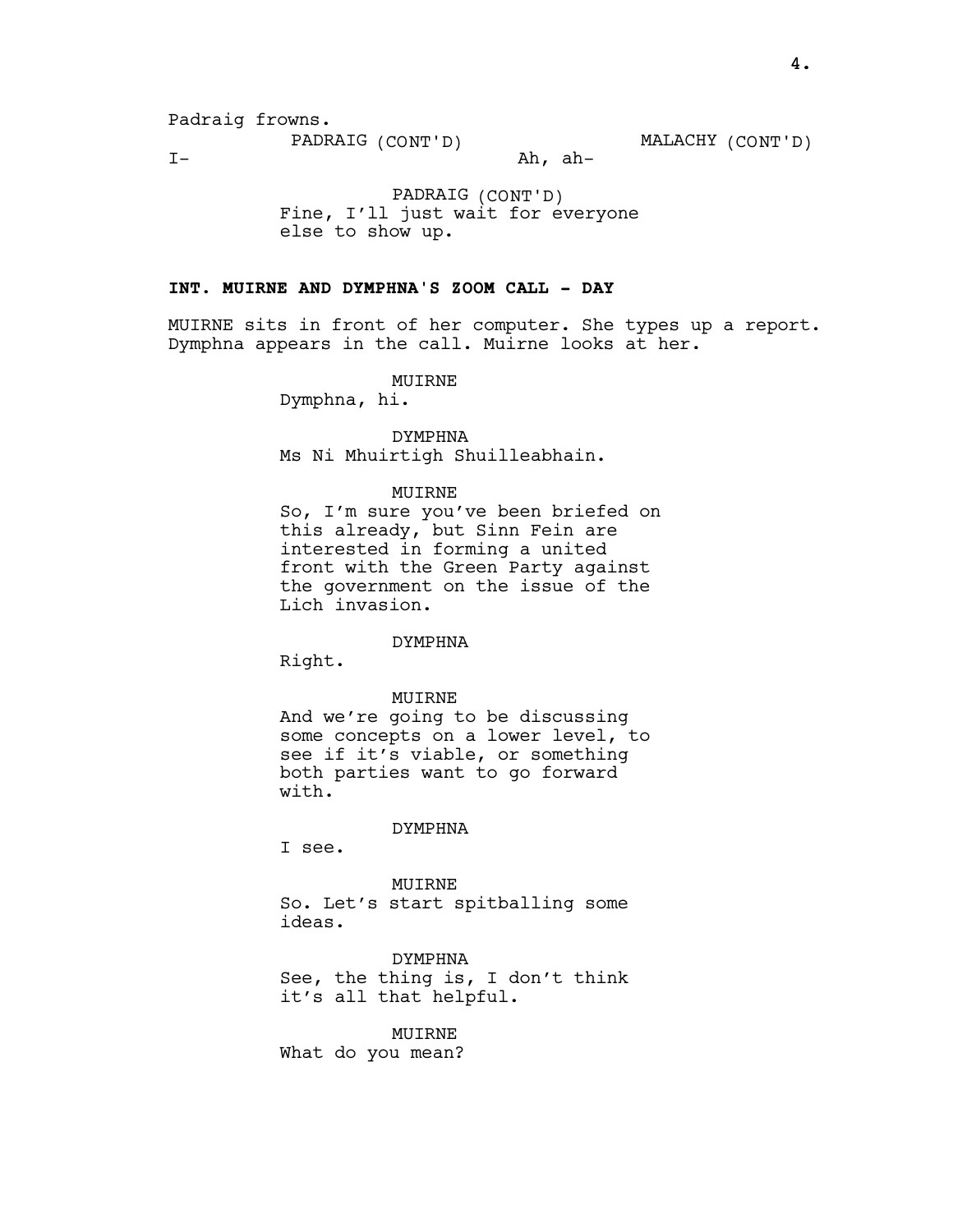Padraig frowns.

PADRAIG (CONT'D)
I-

MALACHY (CONT'D)
Ah, ah-

PADRAIG (CONT'D)
Fine, I'll just wait for everyone else to show up.

**INT. MUIRNE AND DYMPHNA'S ZOOM CALL - DAY**

MUIRNE sits in front of her computer. She types up a report. Dymphna appears in the call. Muirne looks at her.

MUIRNE
Dymphna, hi.

DYMPHNA
Ms Ni Mhuirtigh Shuilleabhain.

MUIRNE
So, I'm sure you've been briefed on this already, but Sinn Fein are interested in forming a united front with the Green Party against the government on the issue of the Lich invasion.

DYMPHNA
Right.

MUIRNE
And we're going to be discussing some concepts on a lower level, to see if it's viable, or something both parties want to go forward with.

DYMPHNA
I see.

MUIRNE
So. Let's start spitballing some ideas.

DYMPHNA
See, the thing is, I don't think it's all that helpful.

MUIRNE
What do you mean?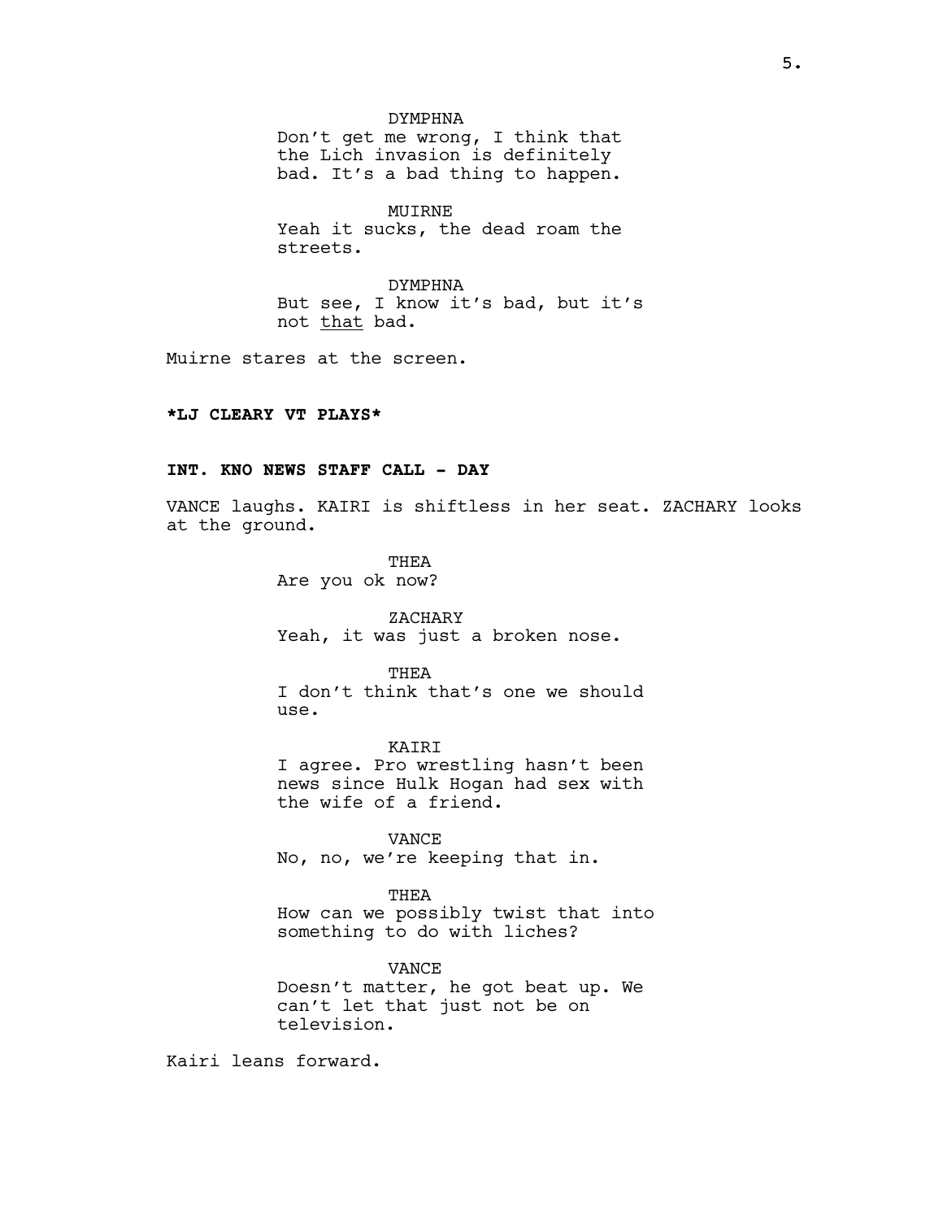DYMPHNA
Don't get me wrong, I think that the Lich invasion is definitely bad. It's a bad thing to happen.

MUIRNE
Yeah it sucks, the dead roam the streets.

DYMPHNA
But see, I know it's bad, but it's not <u>that</u> bad.

Muirne stares at the screen.

**\*LJ CLEARY VT PLAYS\***

**INT. KNO NEWS STAFF CALL - DAY**

VANCE laughs. KAIRI is shiftless in her seat. ZACHARY looks at the ground.

THEA
Are you ok now?

ZACHARY
Yeah, it was just a broken nose.

THEA
I don't think that's one we should use.

KAIRI
I agree. Pro wrestling hasn't been news since Hulk Hogan had sex with the wife of a friend.

VANCE
No, no, we're keeping that in.

THEA
How can we possibly twist that into something to do with liches?

VANCE
Doesn't matter, he got beat up. We can't let that just not be on television.

Kairi leans forward.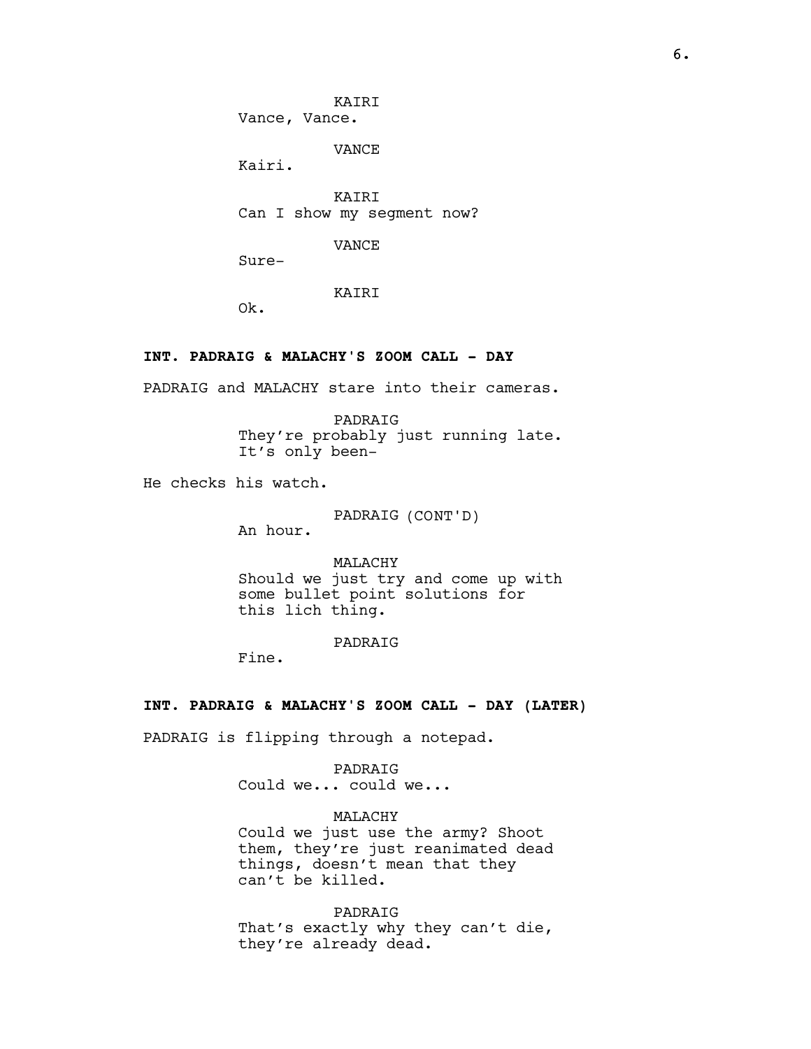KAIRI
Vance, Vance.

VANCE
Kairi.

KAIRI
Can I show my segment now?

VANCE
Sure-

KAIRI
Ok.

**INT. PADRAIG & MALACHY'S ZOOM CALL - DAY**

PADRAIG and MALACHY stare into their cameras.

PADRAIG
They're probably just running late.
It's only been-

He checks his watch.

PADRAIG (CONT'D)
An hour.

MALACHY
Should we just try and come up with
some bullet point solutions for
this lich thing.

PADRAIG
Fine.

**INT. PADRAIG & MALACHY'S ZOOM CALL - DAY (LATER)**

PADRAIG is flipping through a notepad.

PADRAIG
Could we... could we...

MALACHY
Could we just use the army? Shoot
them, they're just reanimated dead
things, doesn't mean that they
can't be killed.

PADRAIG
That's exactly why they can't die,
they're already dead.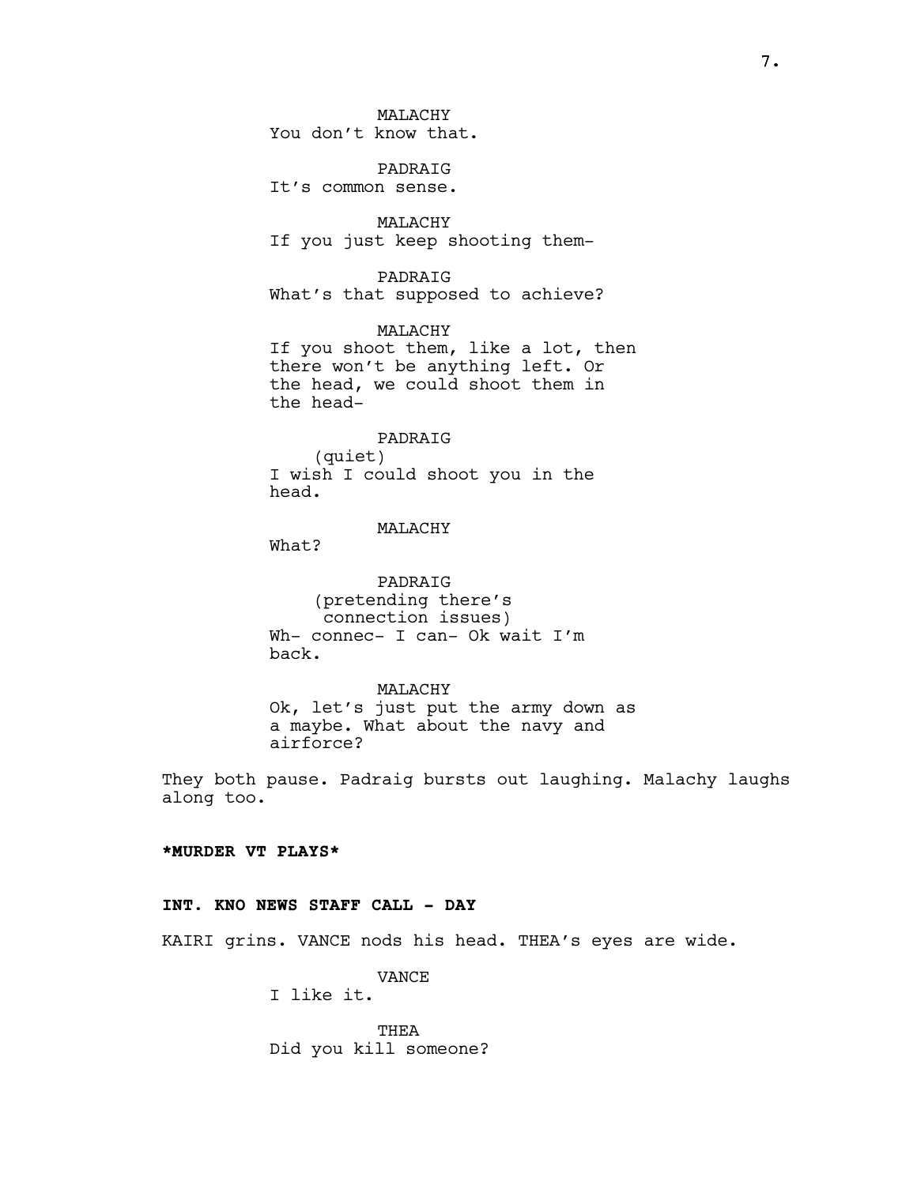MALACHY
You don't know that.

PADRAIG
It's common sense.

MALACHY
If you just keep shooting them-

PADRAIG
What's that supposed to achieve?

MALACHY
If you shoot them, like a lot, then there won't be anything left. Or the head, we could shoot them in the head-

PADRAIG
(quiet)
I wish I could shoot you in the head.

MALACHY
What?

PADRAIG
(pretending there's connection issues)
Wh- connec- I can- Ok wait I'm back.

MALACHY
Ok, let's just put the army down as a maybe. What about the navy and airforce?

They both pause. Padraig bursts out laughing. Malachy laughs along too.

**\*MURDER VT PLAYS\***

**INT. KNO NEWS STAFF CALL - DAY**

KAIRI grins. VANCE nods his head. THEA's eyes are wide.

VANCE
I like it.

THEA
Did you kill someone?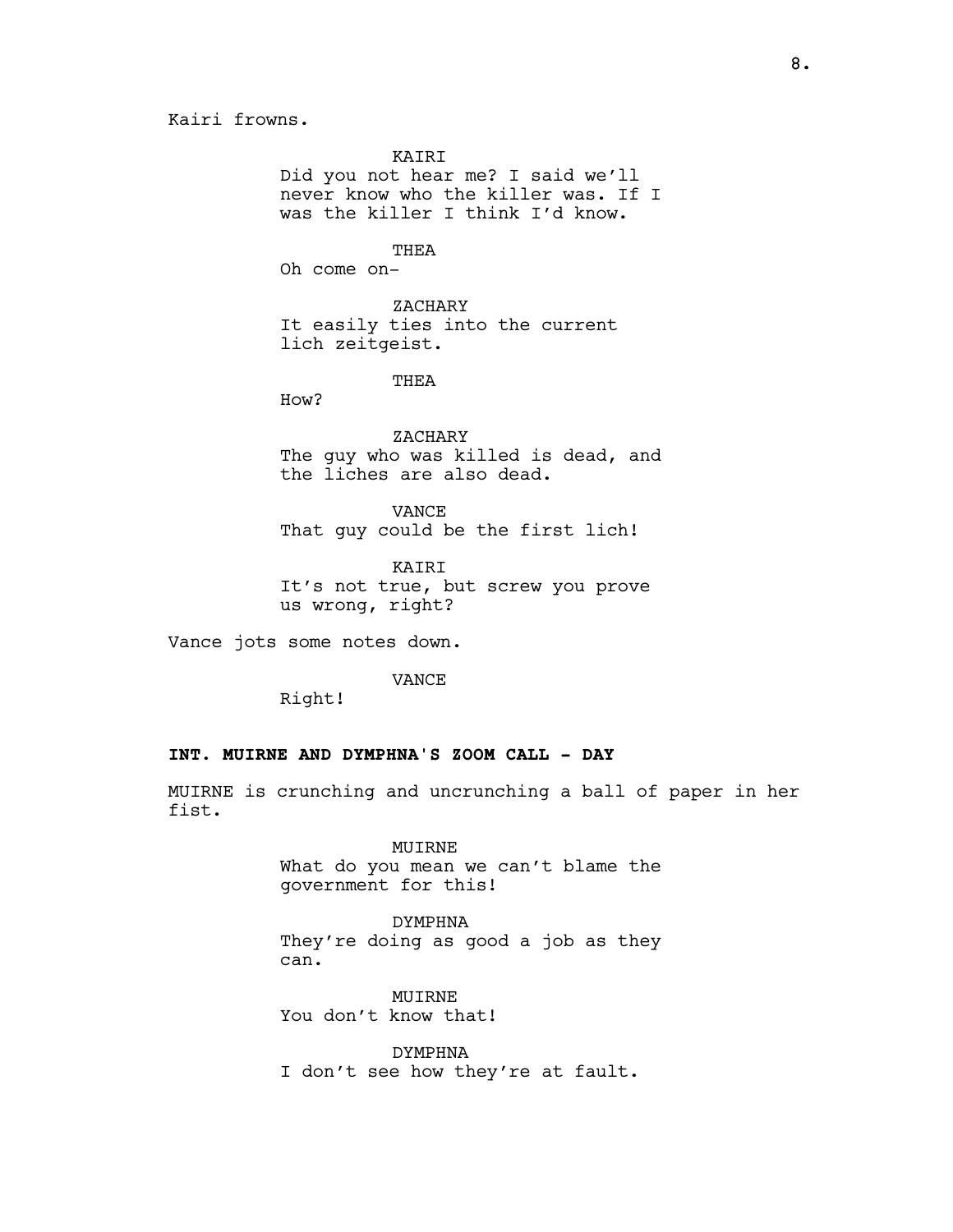Kairi frowns.

KAIRI
Did you not hear me? I said we'll never know who the killer was. If I was the killer I think I'd know.

THEA
Oh come on-

ZACHARY
It easily ties into the current lich zeitgeist.

THEA
How?

ZACHARY
The guy who was killed is dead, and the liches are also dead.

VANCE
That guy could be the first lich!

KAIRI
It's not true, but screw you prove us wrong, right?

Vance jots some notes down.

VANCE
Right!

**INT. MUIRNE AND DYMPHNA'S ZOOM CALL - DAY**

MUIRNE is crunching and uncrunching a ball of paper in her fist.

MUIRNE
What do you mean we can't blame the government for this!

DYMPHNA
They're doing as good a job as they can.

MUIRNE
You don't know that!

DYMPHNA
I don't see how they're at fault.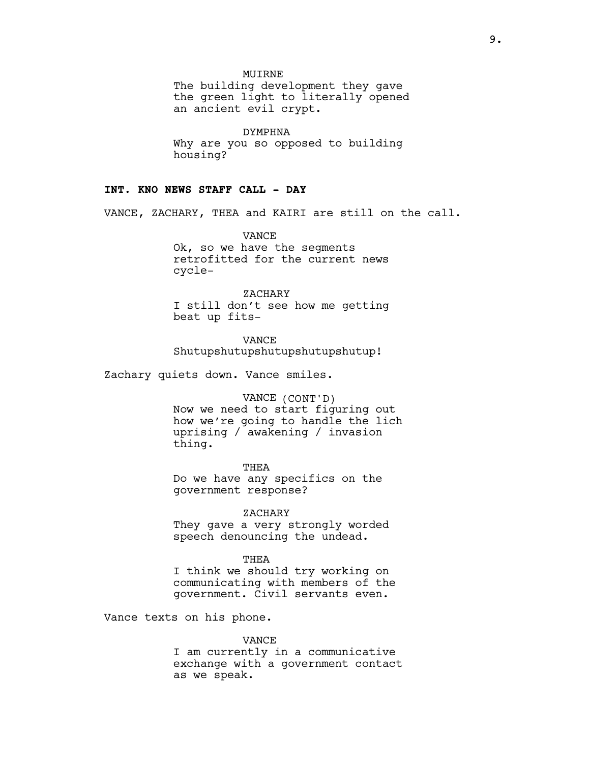MUIRNE
The building development they gave the green light to literally opened an ancient evil crypt.

DYMPHNA
Why are you so opposed to building housing?

**INT. KNO NEWS STAFF CALL - DAY**

VANCE, ZACHARY, THEA and KAIRI are still on the call.

VANCE
Ok, so we have the segments retrofitted for the current news cycle-

ZACHARY
I still don't see how me getting beat up fits-

VANCE
Shutupshutupshutupshutupshutup!

Zachary quiets down. Vance smiles.

VANCE (CONT'D)
Now we need to start figuring out how we're going to handle the lich uprising / awakening / invasion thing.

THEA
Do we have any specifics on the government response?

ZACHARY
They gave a very strongly worded speech denouncing the undead.

THEA
I think we should try working on communicating with members of the government. Civil servants even.

Vance texts on his phone.

VANCE
I am currently in a communicative exchange with a government contact as we speak.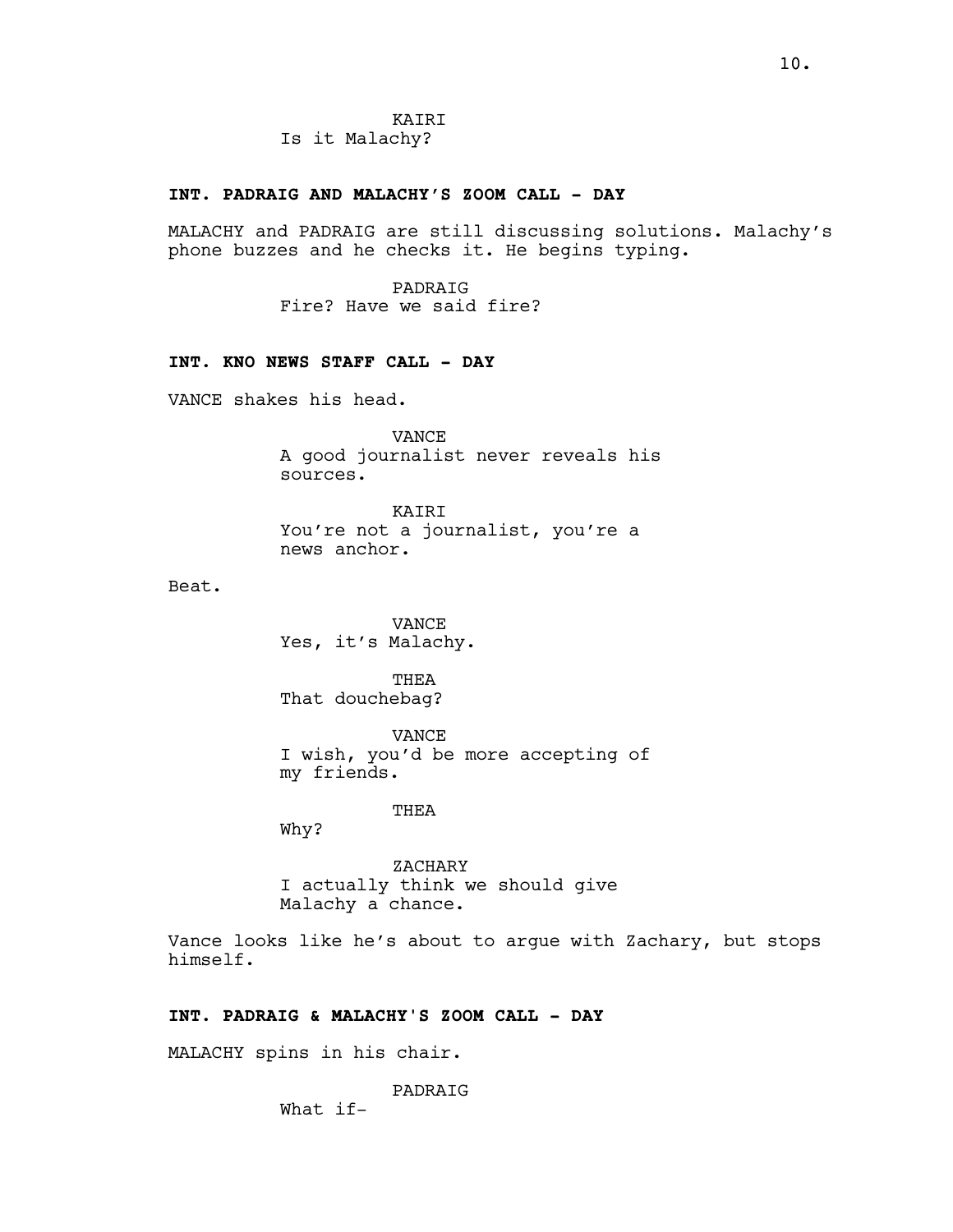KAIRI
Is it Malachy?

**INT. PADRAIG AND MALACHY'S ZOOM CALL - DAY**

MALACHY and PADRAIG are still discussing solutions. Malachy's phone buzzes and he checks it. He begins typing.

PADRAIG
Fire? Have we said fire?

**INT. KNO NEWS STAFF CALL - DAY**

VANCE shakes his head.

VANCE
A good journalist never reveals his sources.

KAIRI
You're not a journalist, you're a news anchor.

Beat.

VANCE
Yes, it's Malachy.

THEA
That douchebag?

VANCE
I wish, you'd be more accepting of my friends.

THEA
Why?

ZACHARY
I actually think we should give Malachy a chance.

Vance looks like he's about to argue with Zachary, but stops himself.

**INT. PADRAIG & MALACHY'S ZOOM CALL - DAY**

MALACHY spins in his chair.

PADRAIG
What if-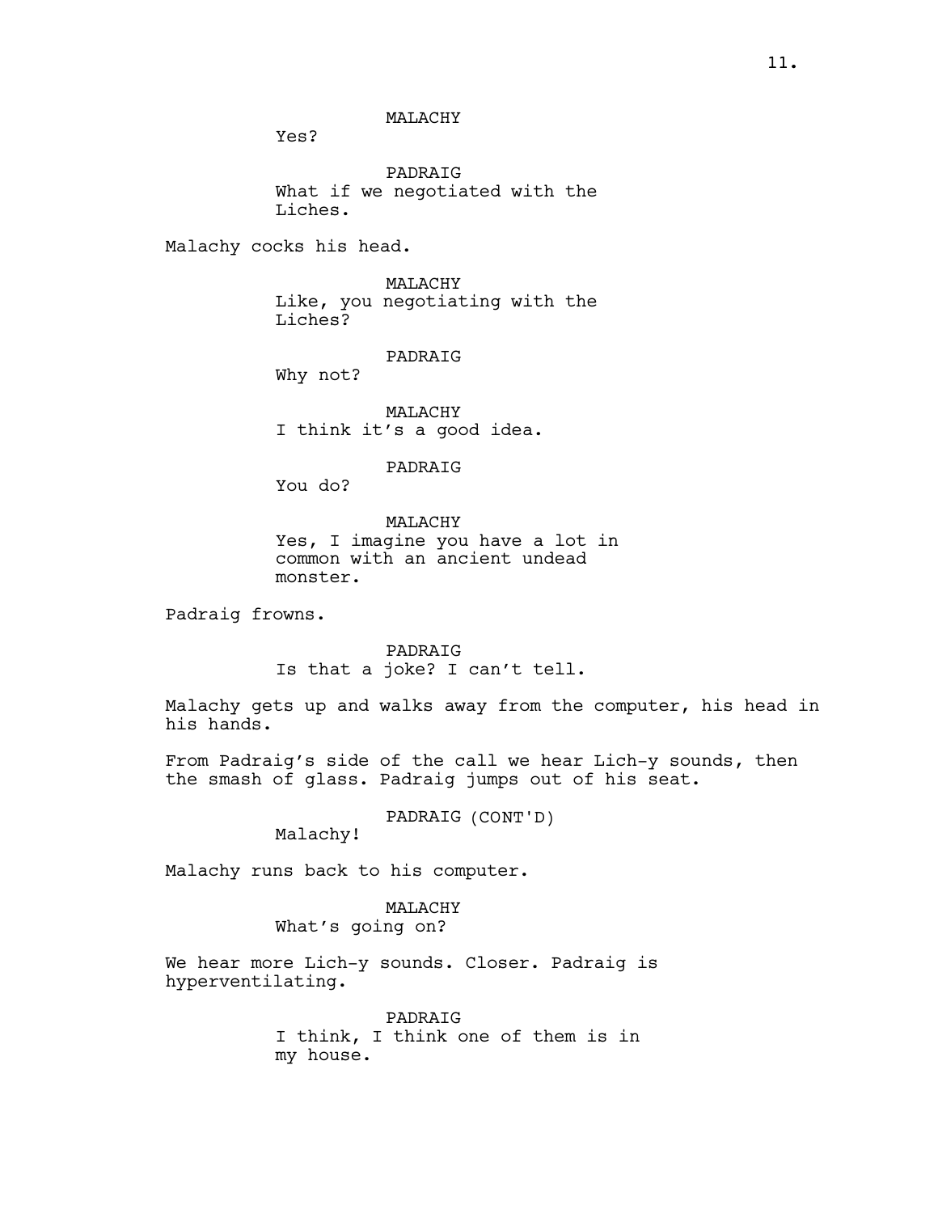MALACHY

Yes?

PADRAIG

What if we negotiated with the Liches.

Malachy cocks his head.

MALACHY

Like, you negotiating with the Liches?

PADRAIG

Why not?

MALACHY

I think it's a good idea.

PADRAIG

You do?

MALACHY

Yes, I imagine you have a lot in common with an ancient undead monster.

Padraig frowns.

PADRAIG

Is that a joke? I can't tell.

Malachy gets up and walks away from the computer, his head in his hands.

From Padraig's side of the call we hear Lich-y sounds, then the smash of glass. Padraig jumps out of his seat.

PADRAIG (CONT'D)

Malachy!

Malachy runs back to his computer.

MALACHY

What's going on?

We hear more Lich-y sounds. Closer. Padraig is hyperventilating.

PADRAIG

I think, I think one of them is in my house.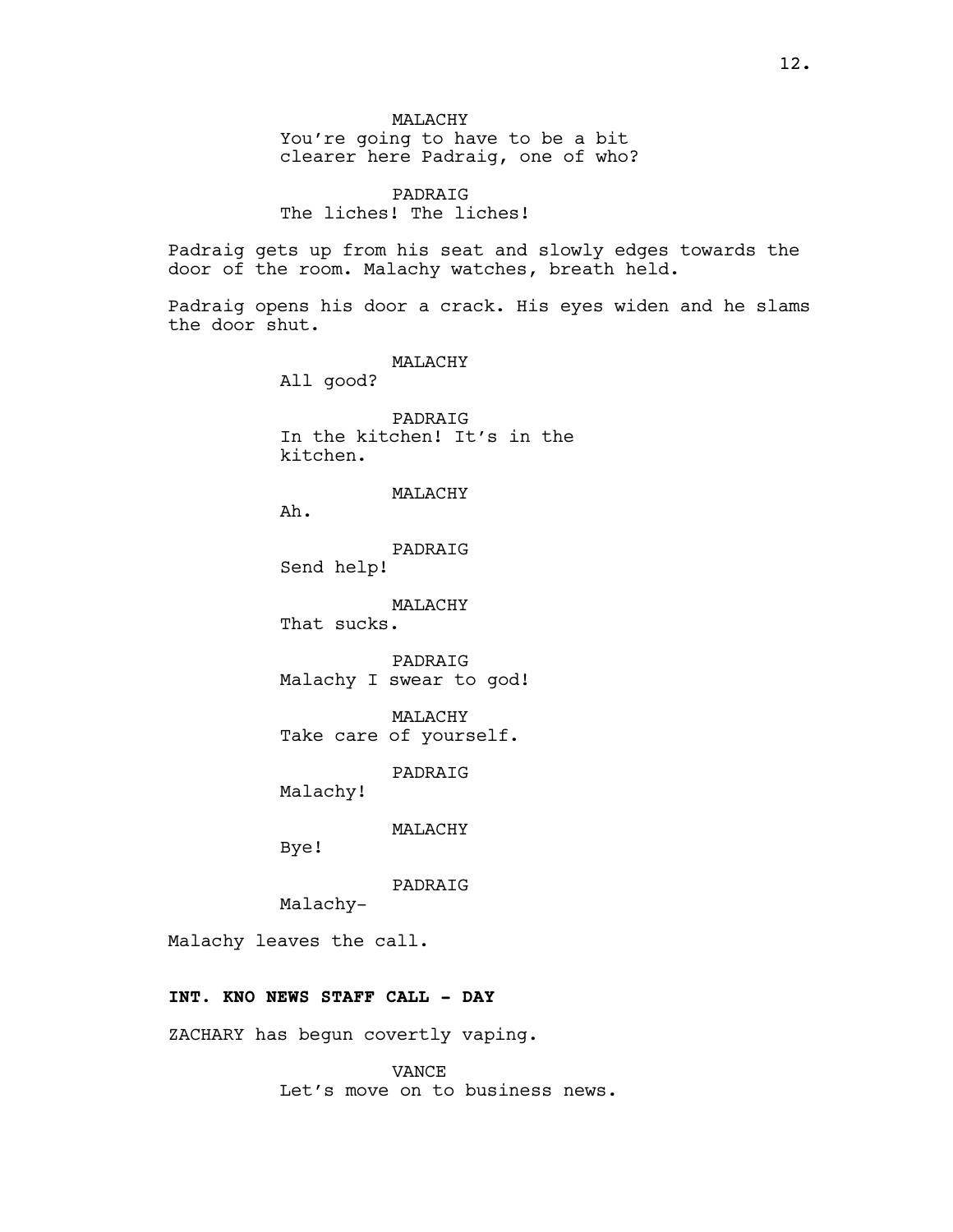MALACHY
You're going to have to be a bit clearer here Padraig, one of who?

PADRAIG
The liches! The liches!

Padraig gets up from his seat and slowly edges towards the door of the room. Malachy watches, breath held.

Padraig opens his door a crack. His eyes widen and he slams the door shut.

MALACHY
All good?

PADRAIG
In the kitchen! It's in the kitchen.

MALACHY
Ah.

PADRAIG
Send help!

MALACHY
That sucks.

PADRAIG
Malachy I swear to god!

MALACHY
Take care of yourself.

PADRAIG
Malachy!

MALACHY
Bye!

PADRAIG
Malachy-

Malachy leaves the call.

**INT. KNO NEWS STAFF CALL - DAY**

ZACHARY has begun covertly vaping.

VANCE
Let's move on to business news.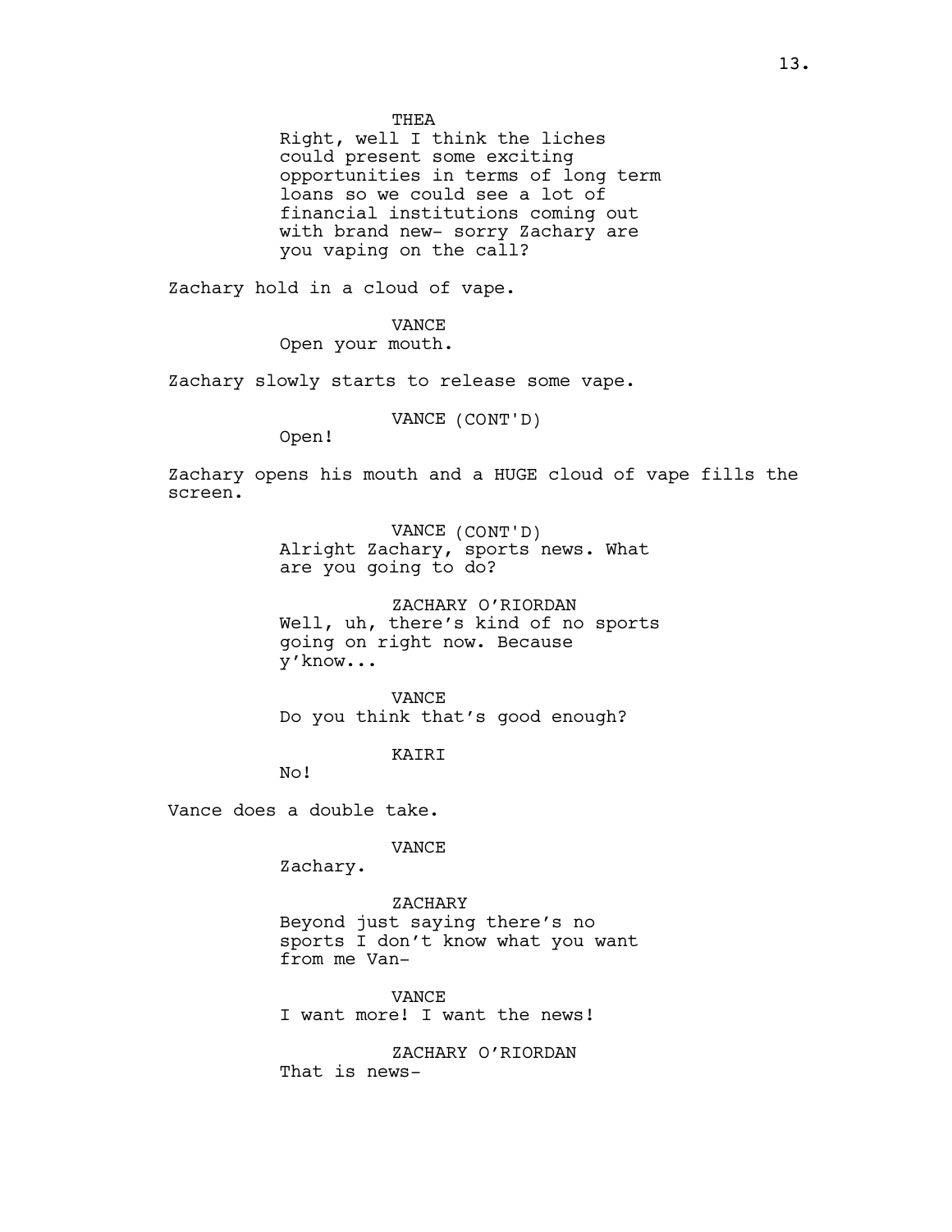THEA
Right, well I think the liches could present some exciting opportunities in terms of long term loans so we could see a lot of financial institutions coming out with brand new- sorry Zachary are you vaping on the call?

Zachary hold in a cloud of vape.

VANCE
Open your mouth.

Zachary slowly starts to release some vape.

VANCE (CONT'D)
Open!

Zachary opens his mouth and a HUGE cloud of vape fills the screen.

VANCE (CONT'D)
Alright Zachary, sports news. What are you going to do?

ZACHARY O'RIORDAN
Well, uh, there's kind of no sports going on right now. Because y'know...

VANCE
Do you think that's good enough?

KAIRI
No!

Vance does a double take.

VANCE
Zachary.

ZACHARY
Beyond just saying there's no sports I don't know what you want from me Van-

VANCE
I want more! I want the news!

ZACHARY O'RIORDAN
That is news-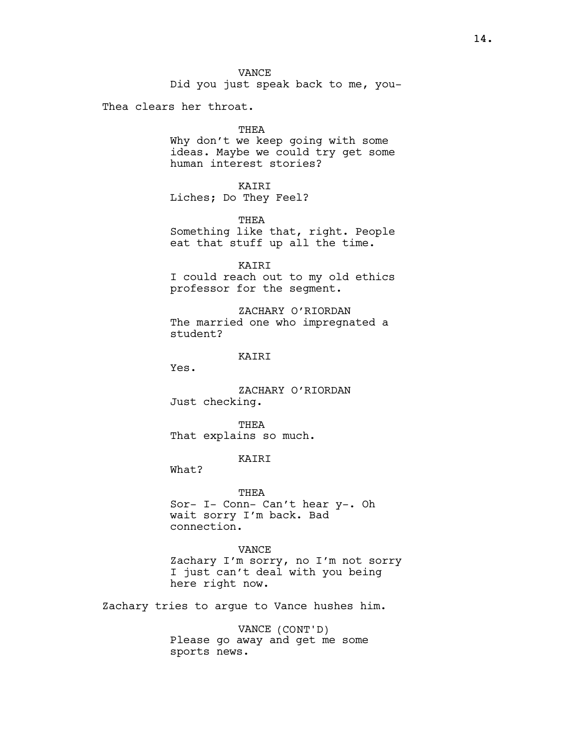VANCE
Did you just speak back to me, you-

Thea clears her throat.

THEA
Why don't we keep going with some ideas. Maybe we could try get some human interest stories?

KAIRI
Liches; Do They Feel?

THEA
Something like that, right. People eat that stuff up all the time.

KAIRI
I could reach out to my old ethics professor for the segment.

ZACHARY O'RIORDAN
The married one who impregnated a student?

KAIRI
Yes.

ZACHARY O'RIORDAN
Just checking.

THEA
That explains so much.

KAIRI
What?

THEA
Sor- I- Conn- Can't hear y-. Oh wait sorry I'm back. Bad connection.

VANCE
Zachary I'm sorry, no I'm not sorry I just can't deal with you being here right now.

Zachary tries to argue to Vance hushes him.

VANCE (CONT'D)
Please go away and get me some sports news.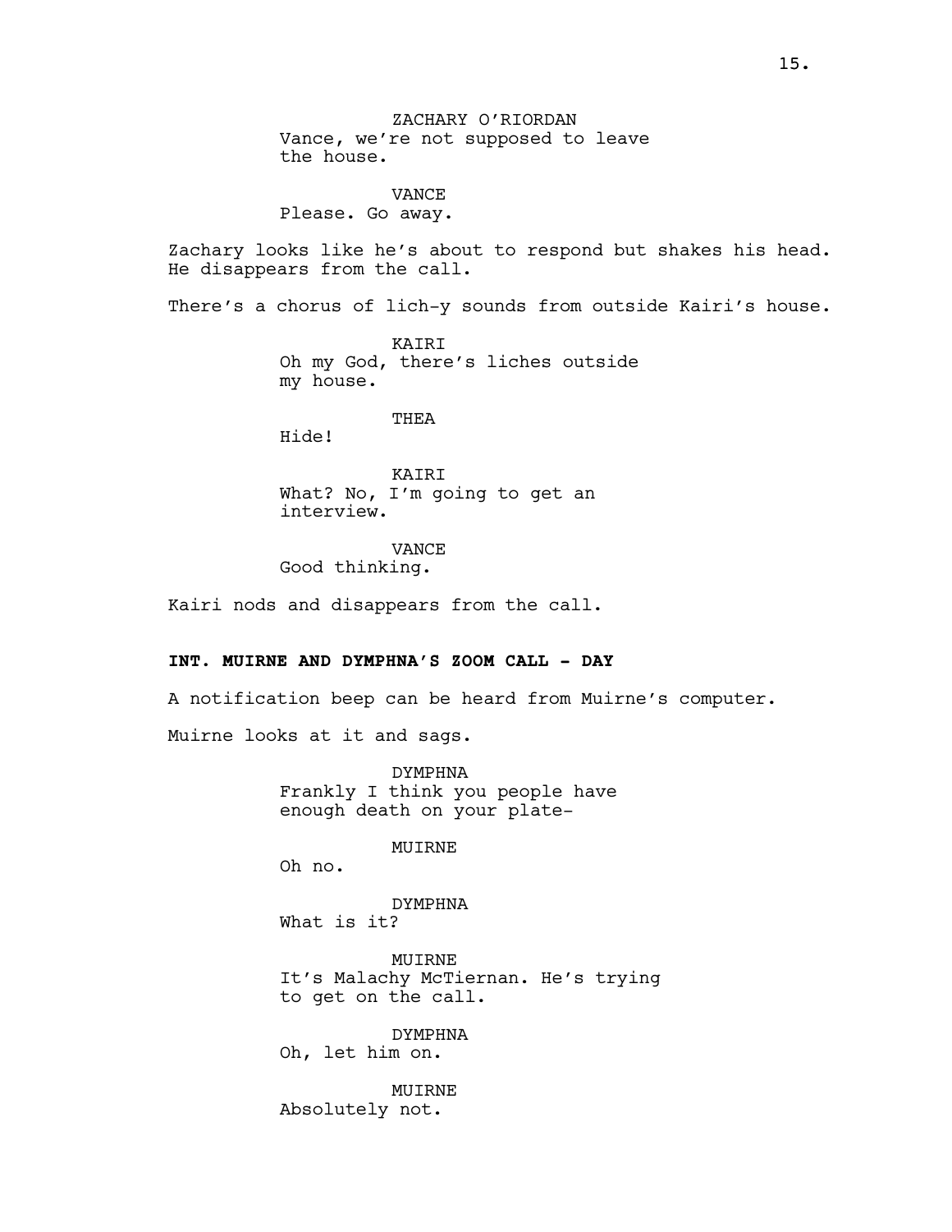ZACHARY O'RIORDAN
Vance, we're not supposed to leave the house.

VANCE
Please. Go away.

Zachary looks like he's about to respond but shakes his head. He disappears from the call.

There's a chorus of lich-y sounds from outside Kairi's house.

KAIRI
Oh my God, there's liches outside my house.

THEA
Hide!

KAIRI
What? No, I'm going to get an interview.

VANCE
Good thinking.

Kairi nods and disappears from the call.

**INT. MUIRNE AND DYMPHNA'S ZOOM CALL - DAY**

A notification beep can be heard from Muirne's computer.

Muirne looks at it and sags.

DYMPHNA
Frankly I think you people have enough death on your plate-

MUIRNE
Oh no.

DYMPHNA
What is it?

MUIRNE
It's Malachy McTiernan. He's trying to get on the call.

DYMPHNA
Oh, let him on.

MUIRNE
Absolutely not.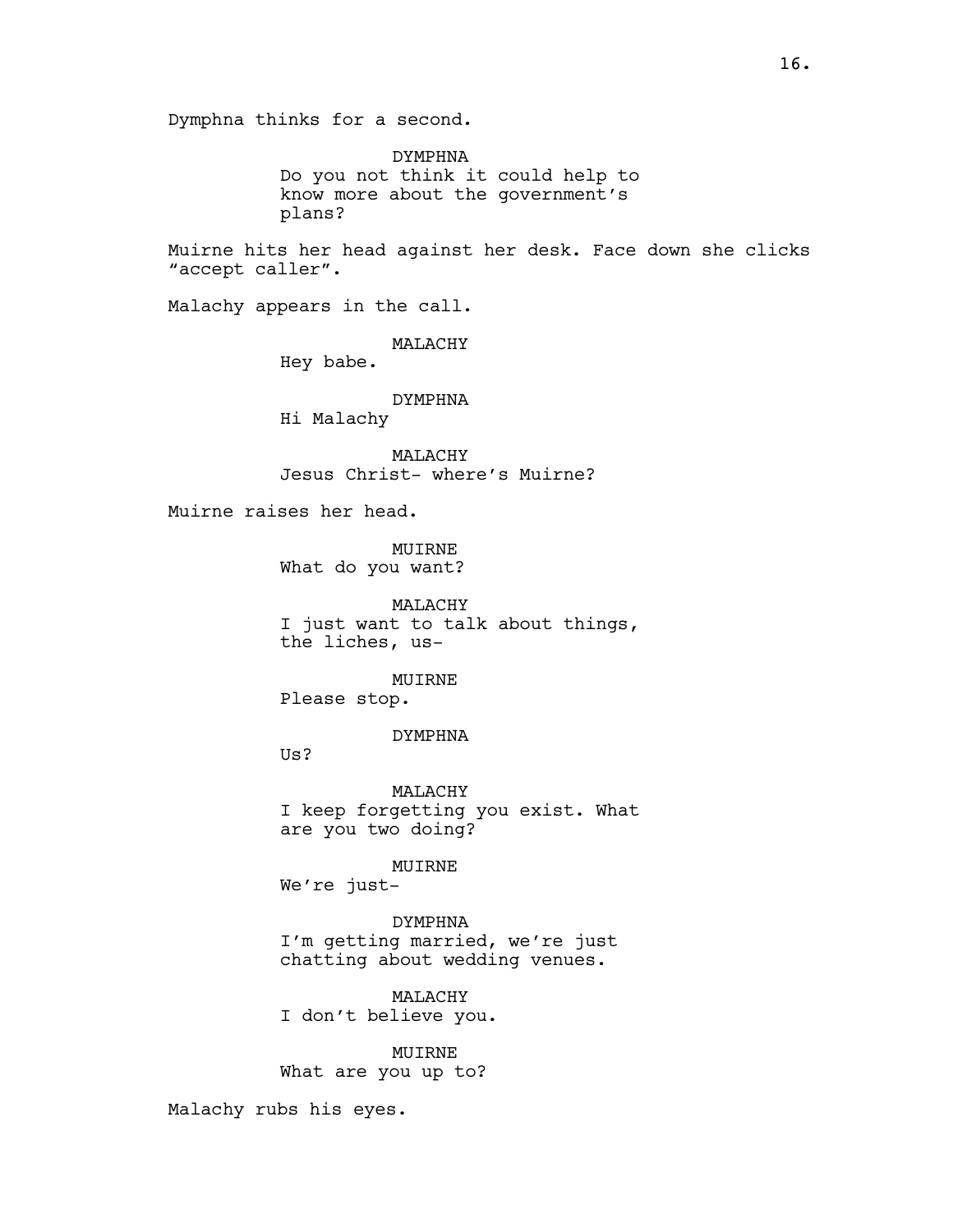Dymphna thinks for a second.

DYMPHNA

Do you not think it could help to know more about the government's plans?

Muirne hits her head against her desk. Face down she clicks "accept caller".

Malachy appears in the call.

MALACHY

Hey babe.

DYMPHNA

Hi Malachy

MALACHY

Jesus Christ- where's Muirne?

Muirne raises her head.

MUIRNE

What do you want?

MALACHY

I just want to talk about things, the liches, us-

MUIRNE

Please stop.

DYMPHNA

Us?

MALACHY

I keep forgetting you exist. What are you two doing?

MUIRNE

We're just-

DYMPHNA

I'm getting married, we're just chatting about wedding venues.

MALACHY

I don't believe you.

MUIRNE

What are you up to?

Malachy rubs his eyes.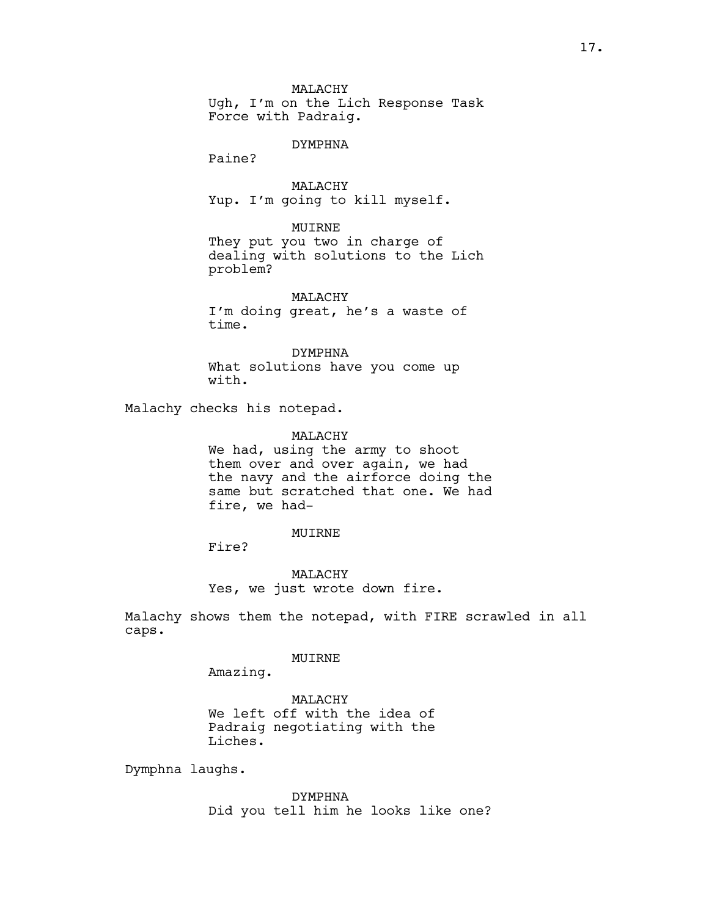MALACHY
Ugh, I'm on the Lich Response Task Force with Padraig.

DYMPHNA
Paine?

MALACHY
Yup. I'm going to kill myself.

MUIRNE
They put you two in charge of dealing with solutions to the Lich problem?

MALACHY
I'm doing great, he's a waste of time.

DYMPHNA
What solutions have you come up with.

Malachy checks his notepad.

MALACHY
We had, using the army to shoot them over and over again, we had the navy and the airforce doing the same but scratched that one. We had fire, we had-

MUIRNE
Fire?

MALACHY
Yes, we just wrote down fire.

Malachy shows them the notepad, with FIRE scrawled in all caps.

MUIRNE
Amazing.

MALACHY
We left off with the idea of Padraig negotiating with the Liches.

Dymphna laughs.

DYMPHNA
Did you tell him he looks like one?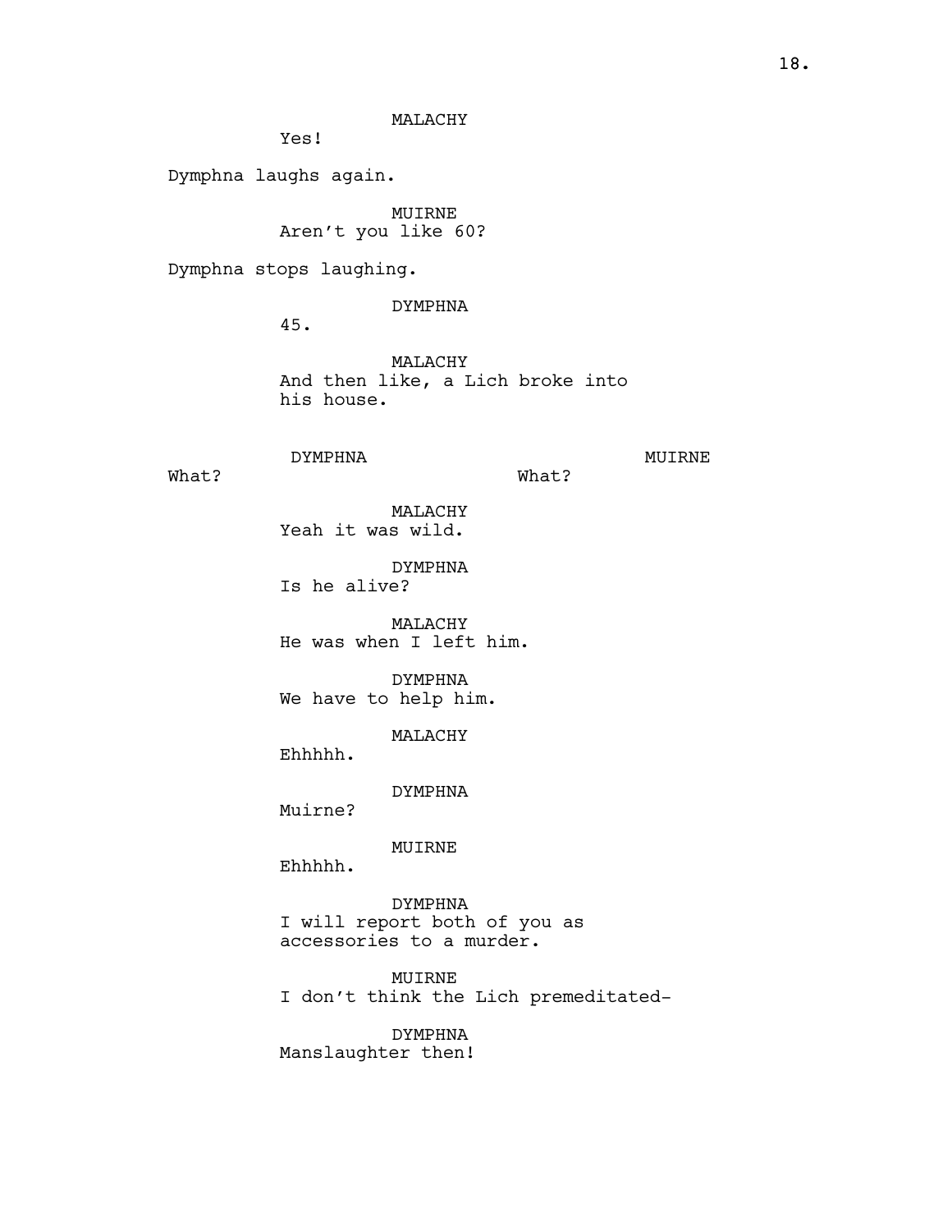MALACHY

Yes!

Dymphna laughs again.

MUIRNE

Aren't you like 60?

Dymphna stops laughing.

DYMPHNA

45.

MALACHY

And then like, a Lich broke into his house.

DYMPHNA

What?

MUIRNE

What?

MALACHY

Yeah it was wild.

DYMPHNA

Is he alive?

MALACHY

He was when I left him.

DYMPHNA

We have to help him.

MALACHY

Ehhhhh.

DYMPHNA

Muirne?

MUIRNE

Ehhhhh.

DYMPHNA

I will report both of you as accessories to a murder.

MUIRNE

I don't think the Lich premeditated-

DYMPHNA

Manslaughter then!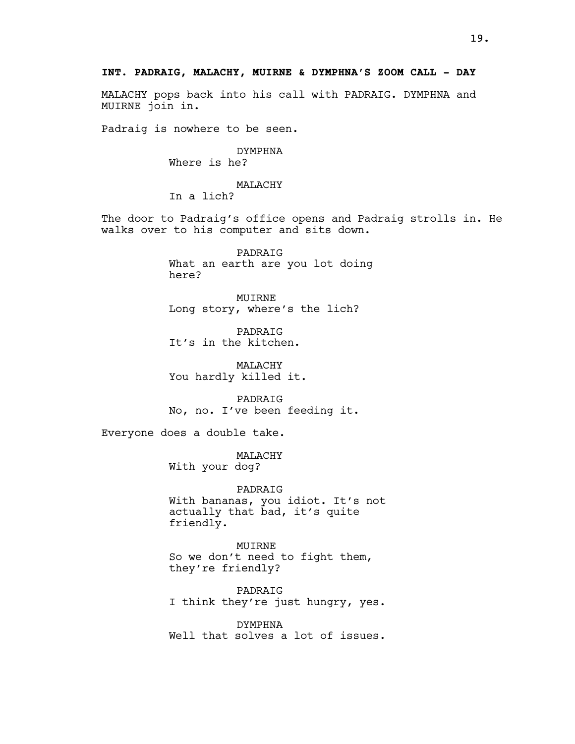**INT. PADRAIG, MALACHY, MUIRNE & DYMPHNA'S ZOOM CALL - DAY**

MALACHY pops back into his call with PADRAIG. DYMPHNA and MUIRNE join in.

Padraig is nowhere to be seen.

DYMPHNA
Where is he?

MALACHY
In a lich?

The door to Padraig's office opens and Padraig strolls in. He walks over to his computer and sits down.

PADRAIG
What an earth are you lot doing here?

MUIRNE
Long story, where's the lich?

PADRAIG
It's in the kitchen.

MALACHY
You hardly killed it.

PADRAIG
No, no. I've been feeding it.

Everyone does a double take.

MALACHY
With your dog?

PADRAIG
With bananas, you idiot. It's not actually that bad, it's quite friendly.

MUIRNE
So we don't need to fight them, they're friendly?

PADRAIG
I think they're just hungry, yes.

DYMPHNA
Well that solves a lot of issues.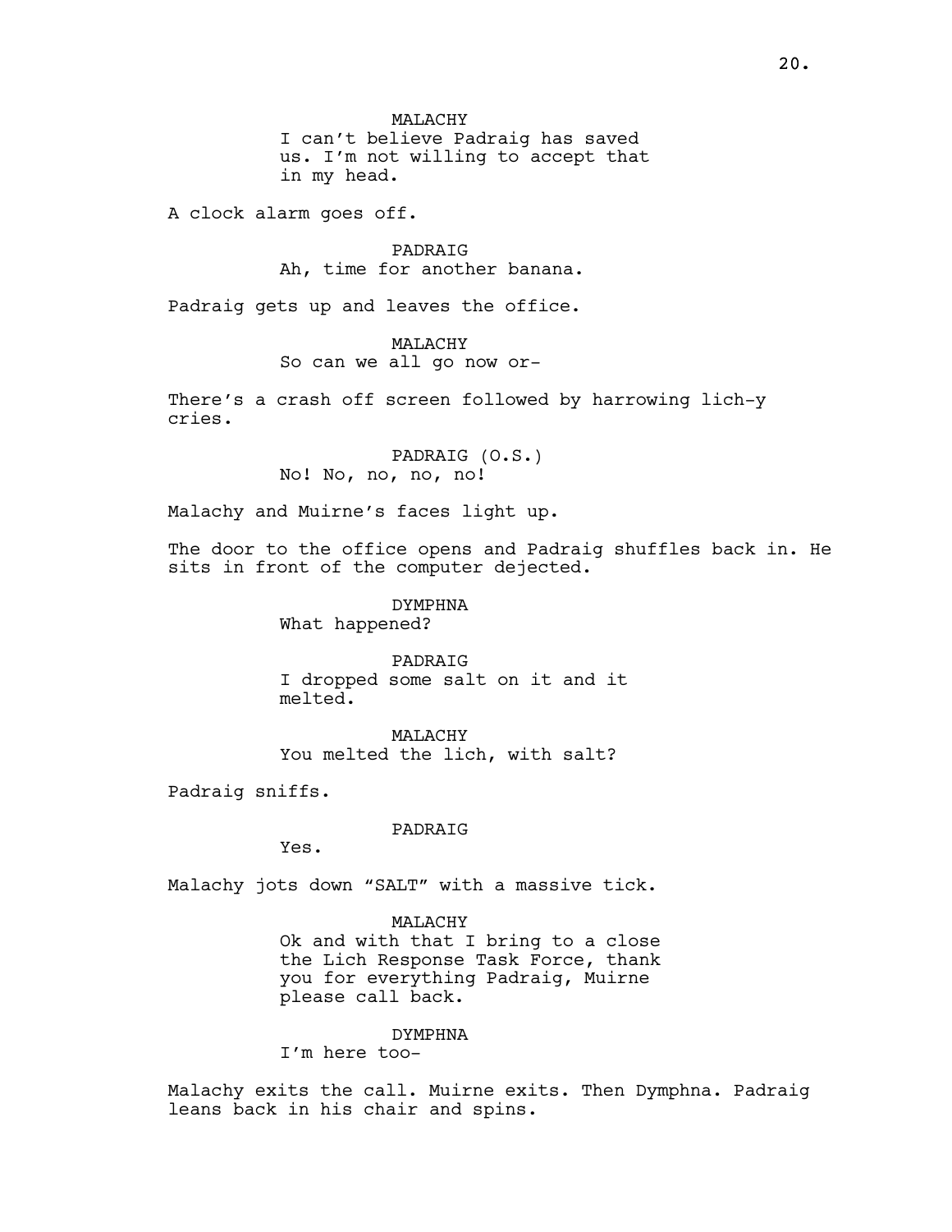MALACHY

I can't believe Padraig has saved us. I'm not willing to accept that in my head.

A clock alarm goes off.

PADRAIG

Ah, time for another banana.

Padraig gets up and leaves the office.

MALACHY

So can we all go now or-

There's a crash off screen followed by harrowing lich-y cries.

PADRAIG (O.S.)

No! No, no, no, no!

Malachy and Muirne's faces light up.

The door to the office opens and Padraig shuffles back in. He sits in front of the computer dejected.

DYMPHNA

What happened?

PADRAIG

I dropped some salt on it and it melted.

MALACHY

You melted the lich, with salt?

Padraig sniffs.

PADRAIG

Yes.

Malachy jots down "SALT" with a massive tick.

MALACHY

Ok and with that I bring to a close the Lich Response Task Force, thank you for everything Padraig, Muirne please call back.

DYMPHNA

I'm here too-

Malachy exits the call. Muirne exits. Then Dymphna. Padraig leans back in his chair and spins.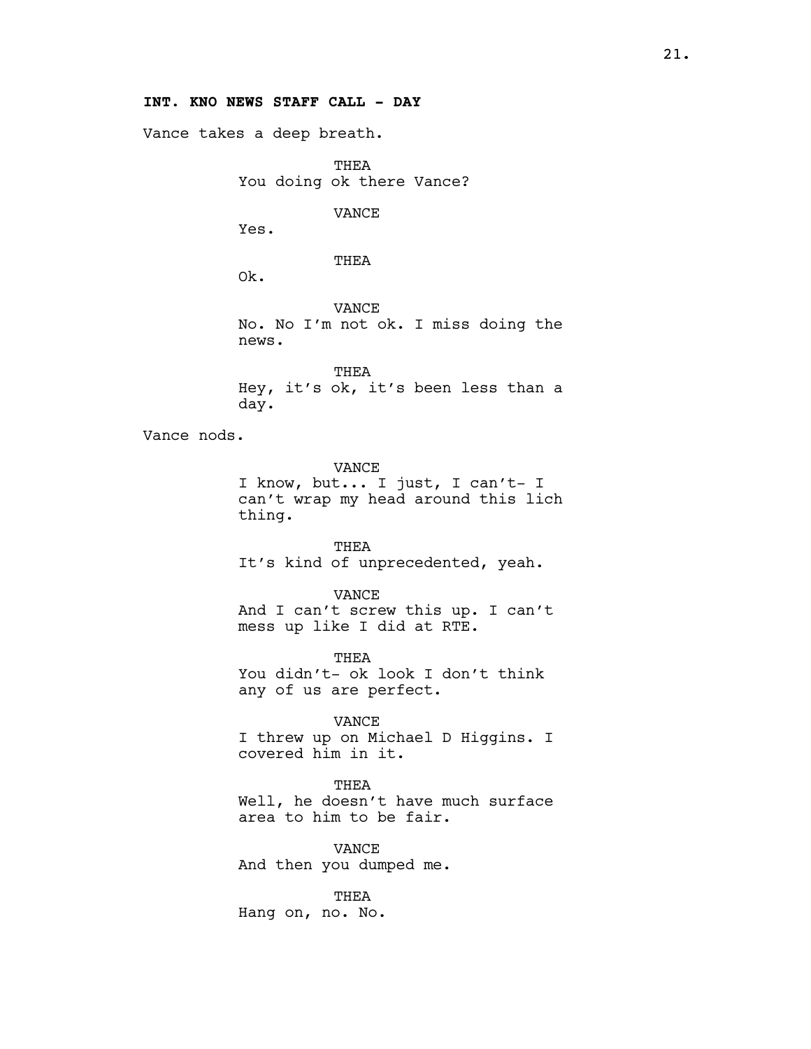**INT. KNO NEWS STAFF CALL - DAY**

Vance takes a deep breath.

THEA
You doing ok there Vance?

VANCE
Yes.

THEA
Ok.

VANCE
No. No I'm not ok. I miss doing the news.

THEA
Hey, it's ok, it's been less than a day.

Vance nods.

VANCE
I know, but... I just, I can't- I can't wrap my head around this lich thing.

THEA
It's kind of unprecedented, yeah.

VANCE
And I can't screw this up. I can't mess up like I did at RTE.

THEA
You didn't- ok look I don't think any of us are perfect.

VANCE
I threw up on Michael D Higgins. I covered him in it.

THEA
Well, he doesn't have much surface area to him to be fair.

VANCE
And then you dumped me.

THEA
Hang on, no. No.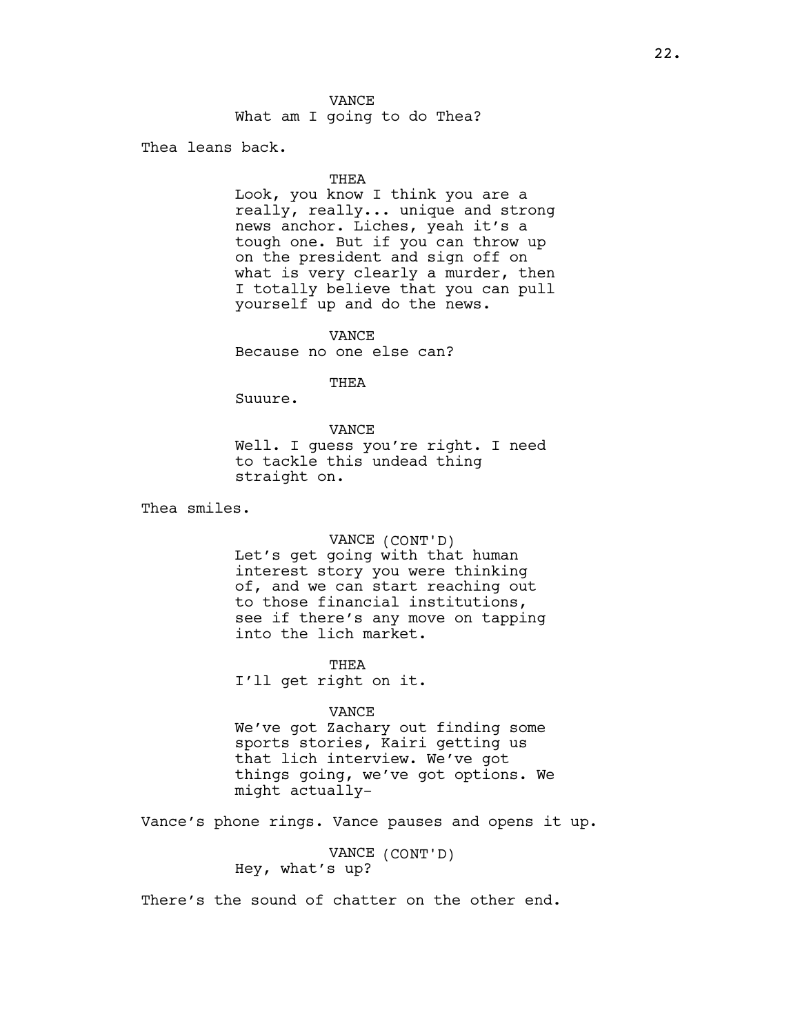VANCE
What am I going to do Thea?

Thea leans back.

THEA
Look, you know I think you are a really, really... unique and strong news anchor. Liches, yeah it's a tough one. But if you can throw up on the president and sign off on what is very clearly a murder, then I totally believe that you can pull yourself up and do the news.

VANCE
Because no one else can?

THEA
Suuure.

VANCE
Well. I guess you're right. I need to tackle this undead thing straight on.

Thea smiles.

VANCE (CONT'D)
Let's get going with that human interest story you were thinking of, and we can start reaching out to those financial institutions, see if there's any move on tapping into the lich market.

THEA
I'll get right on it.

VANCE
We've got Zachary out finding some sports stories, Kairi getting us that lich interview. We've got things going, we've got options. We might actually-

Vance's phone rings. Vance pauses and opens it up.

VANCE (CONT'D)
Hey, what's up?

There's the sound of chatter on the other end.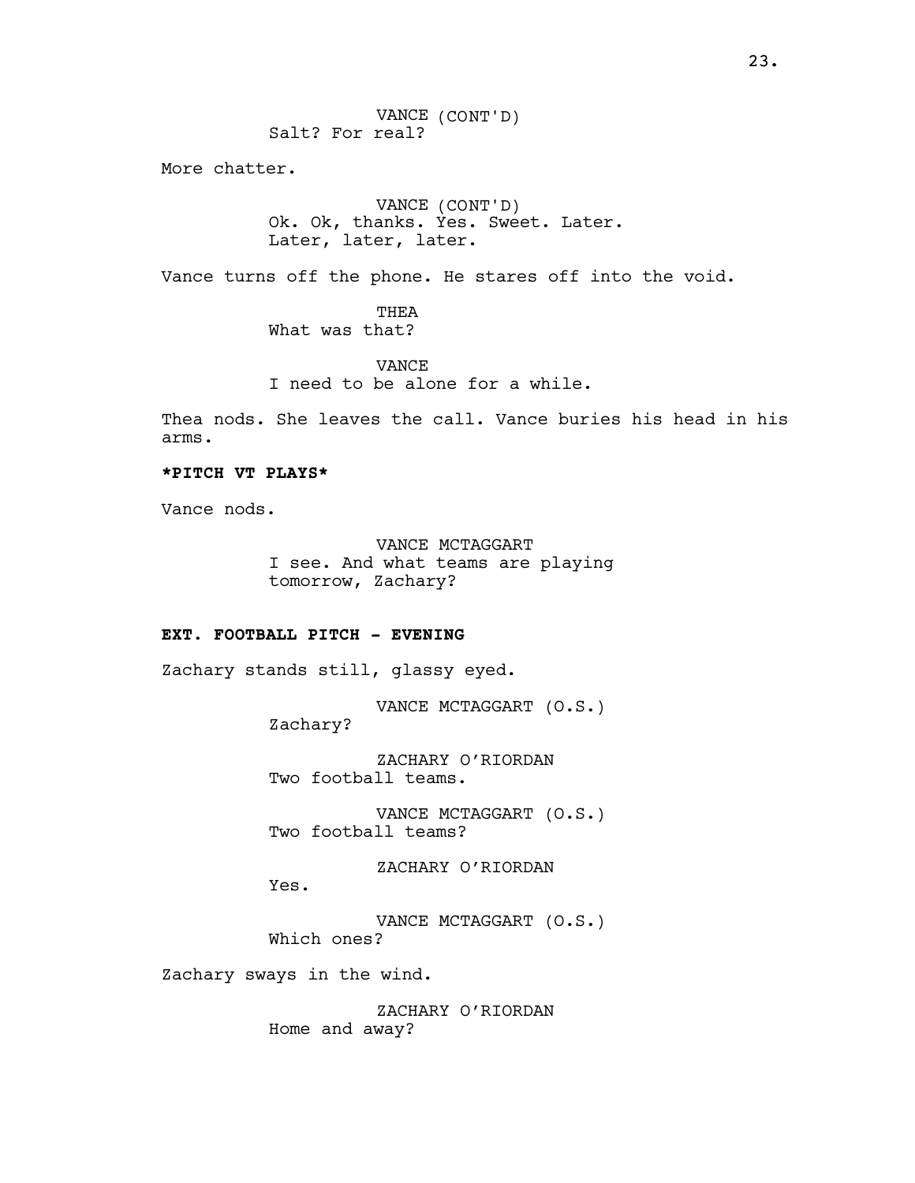VANCE (CONT'D)
Salt? For real?

More chatter.

VANCE (CONT'D)
Ok. Ok, thanks. Yes. Sweet. Later. Later, later, later.

Vance turns off the phone. He stares off into the void.

THEA
What was that?

VANCE
I need to be alone for a while.

Thea nods. She leaves the call. Vance buries his head in his arms.

***PITCH VT PLAYS***

Vance nods.

VANCE MCTAGGART
I see. And what teams are playing tomorrow, Zachary?

**EXT. FOOTBALL PITCH - EVENING**

Zachary stands still, glassy eyed.

VANCE MCTAGGART (O.S.)
Zachary?

ZACHARY O'RIORDAN
Two football teams.

VANCE MCTAGGART (O.S.)
Two football teams?

ZACHARY O'RIORDAN
Yes.

VANCE MCTAGGART (O.S.)
Which ones?

Zachary sways in the wind.

ZACHARY O'RIORDAN
Home and away?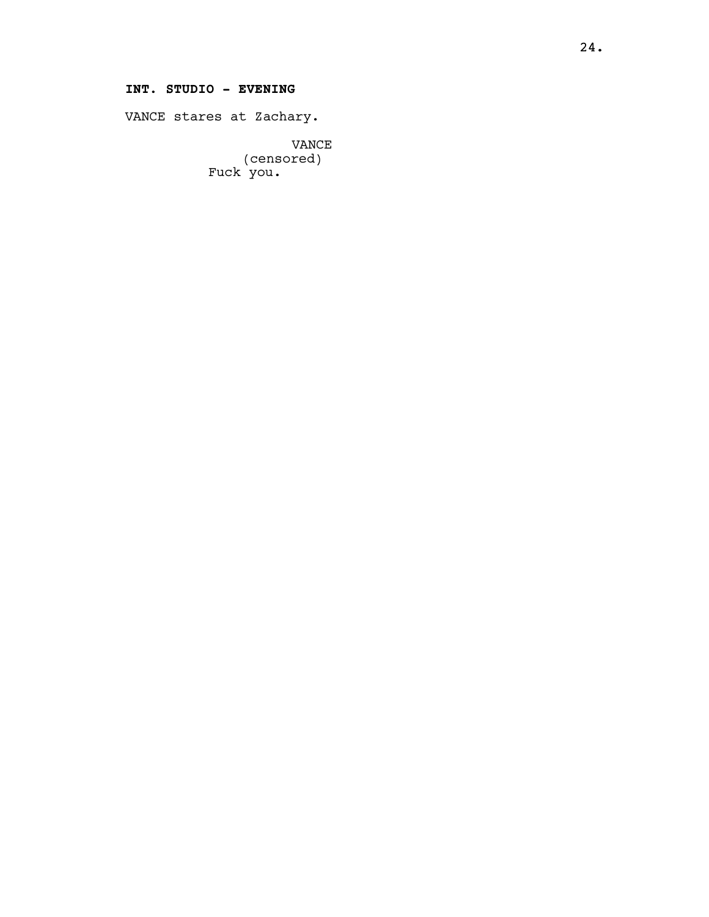**INT. STUDIO - EVENING**

VANCE stares at Zachary.

VANCE
(censored)
Fuck you.